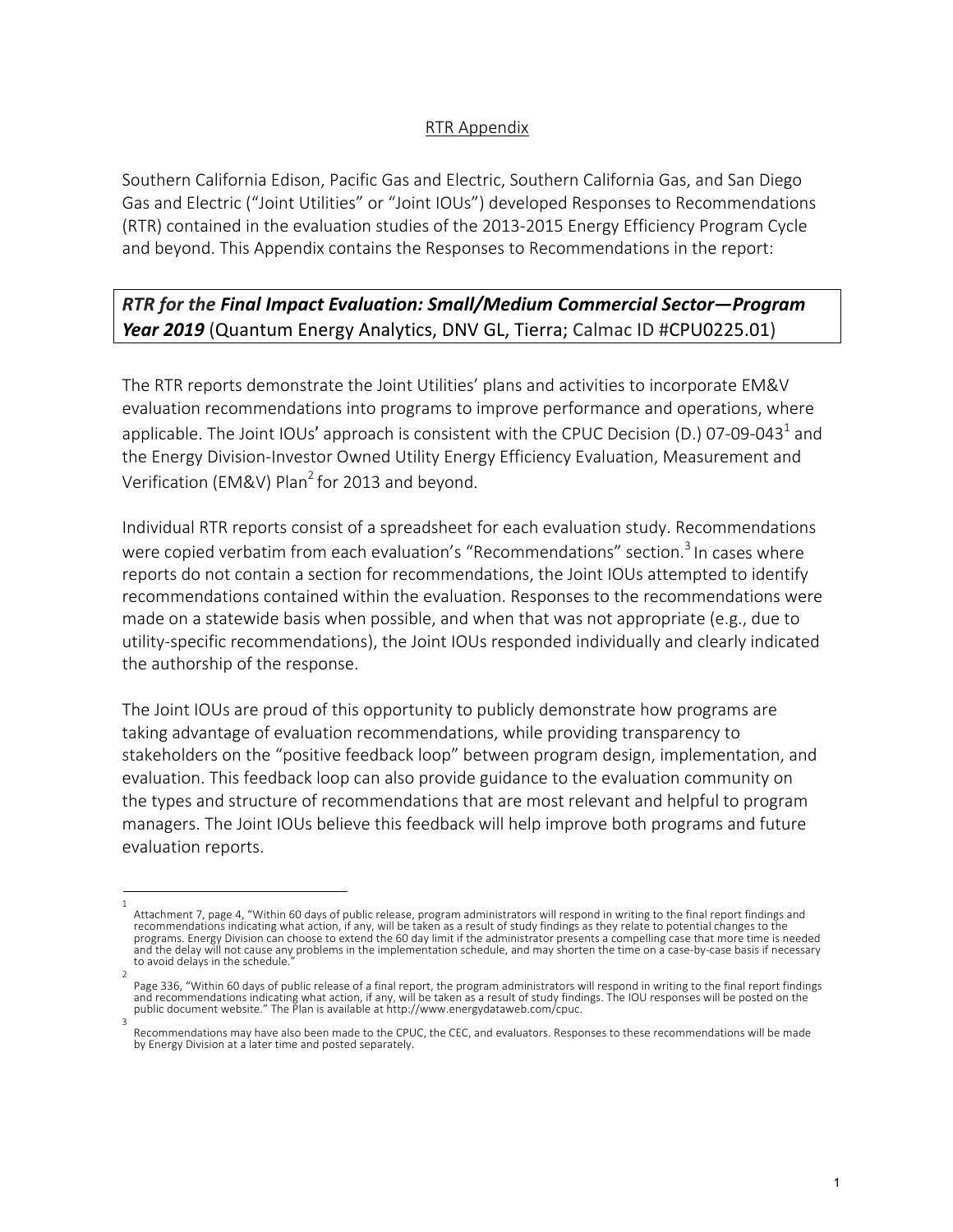RTR Appendix

Southern California Edison, Pacific Gas and Electric, Southern California Gas, and San Diego Gas and Electric ("Joint Utilities" or "Joint IOUs") developed Responses to Recommendations (RTR) contained in the evaluation studies of the 2013-2015 Energy Efficiency Program Cycle and beyond. This Appendix contains the Responses to Recommendations in the report:

***RTR for the Final Impact Evaluation: Small/Medium Commercial Sector—Program Year 2019*** (Quantum Energy Analytics, DNV GL, Tierra; Calmac ID #CPU0225.01)

The RTR reports demonstrate the Joint Utilities' plans and activities to incorporate EM&V evaluation recommendations into programs to improve performance and operations, where applicable. The Joint IOUs' approach is consistent with the CPUC Decision (D.) 07-09-043[1] and the Energy Division-Investor Owned Utility Energy Efficiency Evaluation, Measurement and Verification (EM&V) Plan[2] for 2013 and beyond.

Individual RTR reports consist of a spreadsheet for each evaluation study. Recommendations were copied verbatim from each evaluation's "Recommendations" section.[3] In cases where reports do not contain a section for recommendations, the Joint IOUs attempted to identify recommendations contained within the evaluation. Responses to the recommendations were made on a statewide basis when possible, and when that was not appropriate (e.g., due to utility-specific recommendations), the Joint IOUs responded individually and clearly indicated the authorship of the response.

The Joint IOUs are proud of this opportunity to publicly demonstrate how programs are taking advantage of evaluation recommendations, while providing transparency to stakeholders on the "positive feedback loop" between program design, implementation, and evaluation. This feedback loop can also provide guidance to the evaluation community on the types and structure of recommendations that are most relevant and helpful to program managers. The Joint IOUs believe this feedback will help improve both programs and future evaluation reports.

---

[1] Attachment 7, page 4, "Within 60 days of public release, program administrators will respond in writing to the final report findings and recommendations indicating what action, if any, will be taken as a result of study findings as they relate to potential changes to the programs. Energy Division can choose to extend the 60 day limit if the administrator presents a compelling case that more time is needed and the delay will not cause any problems in the implementation schedule, and may shorten the time on a case-by-case basis if necessary to avoid delays in the schedule."

[2] Page 336, "Within 60 days of public release of a final report, the program administrators will respond in writing to the final report findings and recommendations indicating what action, if any, will be taken as a result of study findings. The IOU responses will be posted on the public document website." The Plan is available at http://www.energydataweb.com/cpuc.

[3] Recommendations may have also been made to the CPUC, the CEC, and evaluators. Responses to these recommendations will be made by Energy Division at a later time and posted separately.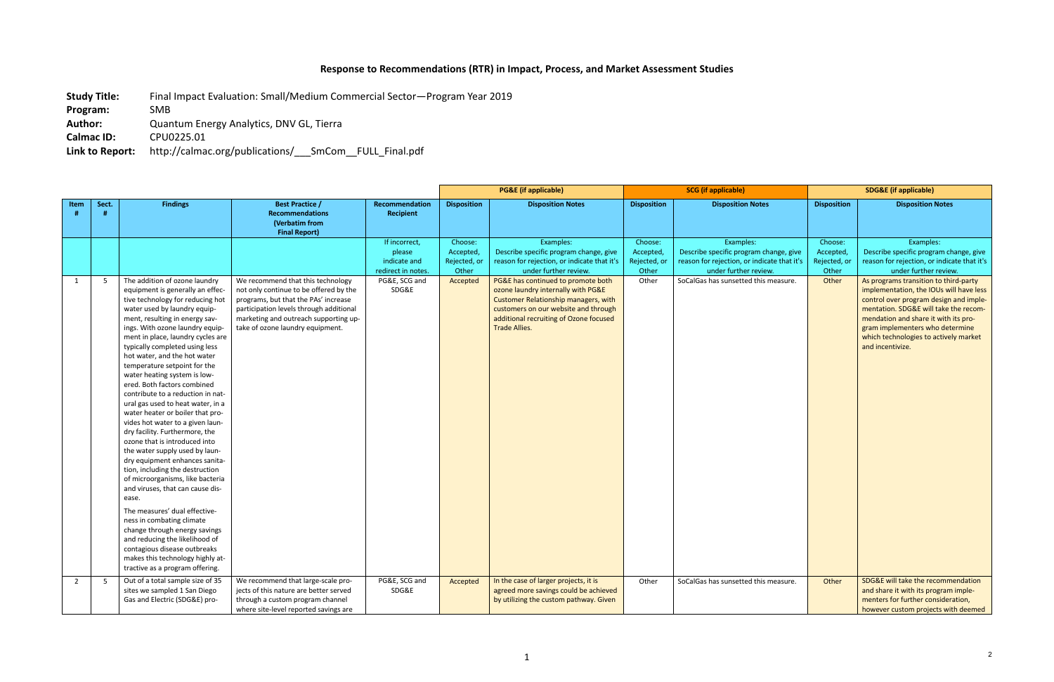# Response to Recommendations (RTR) in Impact, Process, and Market Assessment Studies

**Study Title:** Final Impact Evaluation: Small/Medium Commercial Sector—Program Year 2019

**Program:** SMB

**Author:** Quantum Energy Analytics, DNV GL, Tierra

**Calmac ID:** CPU0225.01

**Link to Report:** http://calmac.org/publications/___SmCom__FULL_Final.pdf

| | | | | | PG&E (if applicable) | | SCG (if applicable) | | SDG&E (if applicable) | |
|---|---|---|---|---|---|---|---|---|---|---|
| Item # | Sect. # | Findings | Best Practice / Recommendations (Verbatim from Final Report) | Recommendation Recipient | Disposition | Disposition Notes | Disposition | Disposition Notes | Disposition | Disposition Notes |
| | | | | If incorrect, please indicate and redirect in notes. | Choose: Accepted, Rejected, or Other | Examples: Describe specific program change, give reason for rejection, or indicate that it's under further review. | Choose: Accepted, Rejected, or Other | Examples: Describe specific program change, give reason for rejection, or indicate that it's under further review. | Choose: Accepted, Rejected, or Other | Examples: Describe specific program change, give reason for rejection, or indicate that it's under further review. |
| 1 | 5 | The addition of ozone laundry equipment is generally an effective technology for reducing hot water used by laundry equipment, resulting in energy savings. With ozone laundry equipment in place, laundry cycles are typically completed using less hot water, and the hot water temperature setpoint for the water heating system is lowered. Both factors combined contribute to a reduction in natural gas used to heat water, in a water heater or boiler that provides hot water to a given laundry facility. Furthermore, the ozone that is introduced into the water supply used by laundry equipment enhances sanitation, including the destruction of microorganisms, like bacteria and viruses, that can cause disease. The measures' dual effectiveness in combating climate change through energy savings and reducing the likelihood of contagious disease outbreaks makes this technology highly attractive as a program offering. | We recommend that this technology not only continue to be offered by the programs, but that the PAs' increase participation levels through additional marketing and outreach supporting uptake of ozone laundry equipment. | PG&E, SCG and SDG&E | Accepted | PG&E has continued to promote both ozone laundry internally with PG&E Customer Relationship managers, with customers on our website and through additional recruiting of Ozone focused Trade Allies. | Other | SoCalGas has sunsetted this measure. | Other | As programs transition to third-party implementation, the IOUs will have less control over program design and implementation. SDG&E will take the recommendation and share it with its program implementers who determine which technologies to actively market and incentivize. |
| 2 | 5 | Out of a total sample size of 35 sites we sampled 1 San Diego Gas and Electric (SDG&E) pro- | We recommend that large-scale projects of this nature are better served through a custom program channel where site-level reported savings are | PG&E, SCG and SDG&E | Accepted | In the case of larger projects, it is agreed more savings could be achieved by utilizing the custom pathway. Given | Other | SoCalGas has sunsetted this measure. | Other | SDG&E will take the recommendation and share it with its program implementers for further consideration, however custom projects with deemed |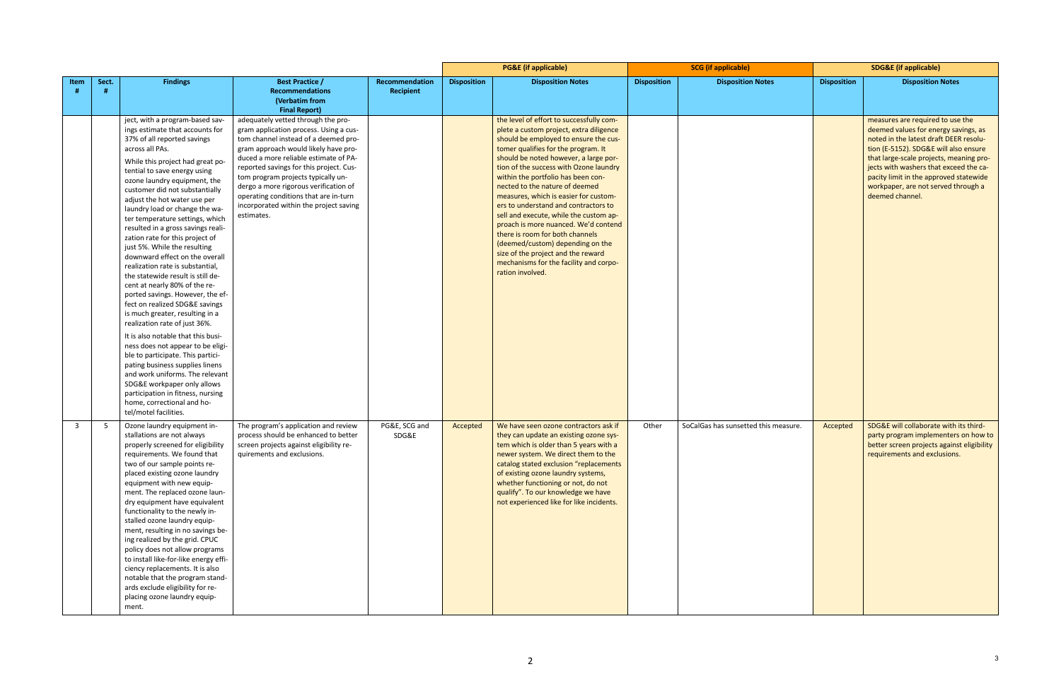| | | | | | PG&E (if applicable) | | SCG (if applicable) | | SDG&E (if applicable) | |
|---|---|---|---|---|---|---|---|---|---|---|
| Item # | Sect. # | Findings | Best Practice / Recommendations (Verbatim from Final Report) | Recommendation Recipient | Disposition | Disposition Notes | Disposition | Disposition Notes | Disposition | Disposition Notes |
| | | ject, with a program-based savings estimate that accounts for 37% of all reported savings across all PAs. While this project had great potential to save energy using ozone laundry equipment, the customer did not substantially adjust the hot water use per laundry load or change the water temperature settings, which resulted in a gross savings realization rate for this project of just 5%. While the resulting downward effect on the overall realization rate is substantial, the statewide result is still decent at nearly 80% of the reported savings. However, the effect on realized SDG&E savings is much greater, resulting in a realization rate of just 36%. It is also notable that this business does not appear to be eligible to participate. This participating business supplies linens and work uniforms. The relevant SDG&E workpaper only allows participation in fitness, nursing home, correctional and hotel/motel facilities. | adequately vetted through the program application process. Using a custom channel instead of a deemed program approach would likely have produced a more reliable estimate of PA-reported savings for this project. Custom program projects typically undergo a more rigorous verification of operating conditions that are in-turn incorporated within the project saving estimates. | | | the level of effort to successfully complete a custom project, extra diligence should be employed to ensure the customer qualifies for the program. It should be noted however, a large portion of the success with Ozone laundry within the portfolio has been connected to the nature of deemed measures, which is easier for customers to understand and contractors to sell and execute, while the custom approach is more nuanced. We'd contend there is room for both channels (deemed/custom) depending on the size of the project and the reward mechanisms for the facility and corporation involved. | | | | measures are required to use the deemed values for energy savings, as noted in the latest draft DEER resolution (E-5152). SDG&E will also ensure that large-scale projects, meaning projects with washers that exceed the capacity limit in the approved statewide workpaper, are not served through a deemed channel. |
| 3 | 5 | Ozone laundry equipment installations are not always properly screened for eligibility requirements. We found that two of our sample points replaced existing ozone laundry equipment with new equipment. The replaced ozone laundry equipment have equivalent functionality to the newly installed ozone laundry equipment, resulting in no savings being realized by the grid. CPUC policy does not allow programs to install like-for-like energy efficiency replacements. It is also notable that the program standards exclude eligibility for replacing ozone laundry equipment. | The program's application and review process should be enhanced to better screen projects against eligibility requirements and exclusions. | PG&E, SCG and SDG&E | Accepted | We have seen ozone contractors ask if they can update an existing ozone system which is older than 5 years with a newer system. We direct them to the catalog stated exclusion "replacements of existing ozone laundry systems, whether functioning or not, do not qualify". To our knowledge we have not experienced like for like incidents. | Other | SoCalGas has sunsetted this measure. | Accepted | SDG&E will collaborate with its third-party program implementers on how to better screen projects against eligibility requirements and exclusions. |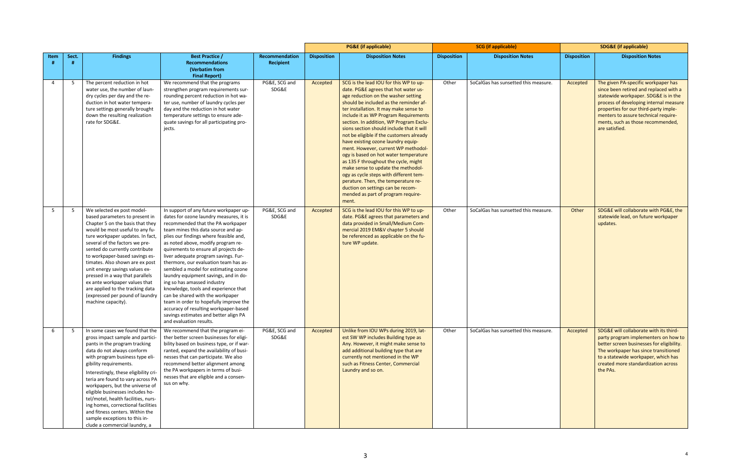| Item # | Sect. # | Findings | Best Practice / Recommendations (Verbatim from Final Report) | Recommendation Recipient | PG&E (if applicable) | | SCG (if applicable) | | SDG&E (if applicable) | |
|---|---|---|---|---|---|---|---|---|---|---|
| | | | | | Disposition | Disposition Notes | Disposition | Disposition Notes | Disposition | Disposition Notes |
| 4 | 5 | The percent reduction in hot water use, the number of laundry cycles per day and the reduction in hot water temperature settings generally brought down the resulting realization rate for SDG&E. | We recommend that the programs strengthen program requirements surrounding percent reduction in hot water use, number of laundry cycles per day and the reduction in hot water temperature settings to ensure adequate savings for all participating projects. | PG&E, SCG and SDG&E | Accepted | SCG is the lead IOU for this WP to update. PG&E agrees that hot water usage reduction on the washer setting should be included as the reminder after installation. It may make sense to include it as WP Program Requirements section. In addition, WP Program Exclusions section should include that it will not be eligible if the customers already have existing ozone laundry equipment. However, current WP methodology is based on hot water temperature as 135 F throughout the cycle, might make sense to update the methodology as cycle steps with different temperature. Then, the temperature reduction on settings can be recommended as part of program requirement. | Other | SoCalGas has sunsetted this measure. | Accepted | The given PA-specific workpaper has since been retired and replaced with a statewide workpaper. SDG&E is in the process of developing internal measure properties for our third-party implementers to assure technical requirements, such as those recommended, are satisfied. |
| 5 | 5 | We selected ex post model-based parameters to present in Chapter 5 on the basis that they would be most useful to any future workpaper updates. In fact, several of the factors we presented do currently contribute to workpaper-based savings estimates. Also shown are ex post unit energy savings values expressed in a way that parallels ex ante workpaper values that are applied to the tracking data (expressed per pound of laundry machine capacity). | In support of any future workpaper updates for ozone laundry measures, it is recommended that the PA workpaper team mines this data source and applies our findings where feasible and, as noted above, modify program requirements to ensure all projects deliver adequate program savings. Furthermore, our evaluation team has assembled a model for estimating ozone laundry equipment savings, and in doing so has amassed industry knowledge, tools and experience that can be shared with the workpaper team in order to hopefully improve the accuracy of resulting workpaper-based savings estimates and better align PA and evaluation results. | PG&E, SCG and SDG&E | Accepted | SCG is the lead IOU for this WP to update. PG&E agrees that parameters and data provided in Small/Medium Commercial 2019 EM&V chapter 5 should be referenced as applicable on the future WP update. | Other | SoCalGas has sunsetted this measure. | Other | SDG&E will collaborate with PG&E, the statewide lead, on future workpaper updates. |
| 6 | 5 | In some cases we found that the gross impact sample and participants in the program tracking data do not always conform with program business type eligibility requirements.<br><br>Interestingly, these eligibility criteria are found to vary across PA workpapers, but the universe of eligible businesses includes hotel/motel, health facilities, nursing homes, correctional facilities and fitness centers. Within the sample exceptions to this include a commercial laundry, a | We recommend that the program either better screen businesses for eligibility based on business type, or if warranted, expand the availability of businesses that can participate. We also recommend better alignment among the PA workpapers in terms of businesses that are eligible and a consensus on why. | PG&E, SCG and SDG&E | Accepted | Unlike from IOU WPs during 2019, latest SW WP includes Building type as Any. However, it might make sense to add additional building type that are currently not mentioned in the WP such as Fitness Center, Commercial Laundry and so on. | Other | SoCalGas has sunsetted this measure. | Accepted | SDG&E will collaborate with its third-party program implementers on how to better screen businesses for eligibility. The workpaper has since transitioned to a statewide workpaper, which has created more standardization across the PAs. |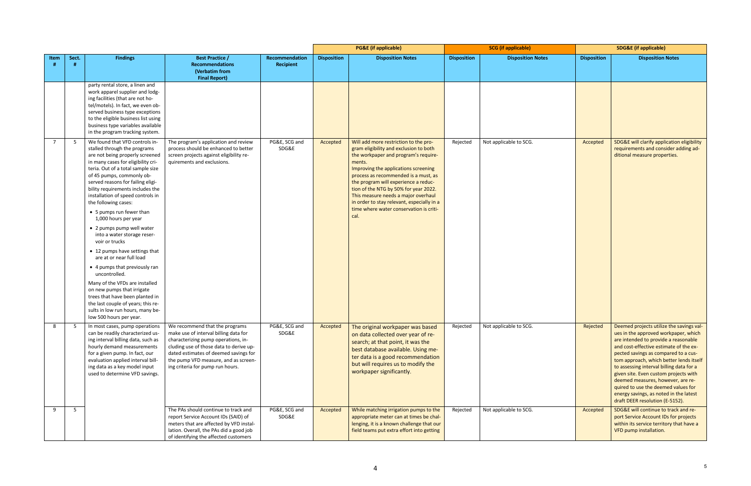| Item # | Sect. # | Findings | Best Practice / Recommendations (Verbatim from Final Report) | Recommendation Recipient | PG&E (if applicable) | | SCG (if applicable) | | SDG&E (if applicable) | |
|---|---|---|---|---|---|---|---|---|---|---|
| | | | | | Disposition | Disposition Notes | Disposition | Disposition Notes | Disposition | Disposition Notes |
| | | party rental store, a linen and work apparel supplier and lodging facilities (that are not hotel/motels). In fact, we even observed business type exceptions to the eligible business list using business type variables available in the program tracking system. | | | | | | | | |
| 7 | 5 | We found that VFD controls installed through the programs are not being properly screened in many cases for eligibility criteria. Out of a total sample size of 45 pumps, commonly observed reasons for failing eligibility requirements includes the installation of speed controls in the following cases: <br>• 5 pumps run fewer than 1,000 hours per year <br>• 2 pumps pump well water into a water storage reservoir or trucks <br>• 12 pumps have settings that are at or near full load <br>• 4 pumps that previously ran uncontrolled. <br>Many of the VFDs are installed on new pumps that irrigate trees that have been planted in the last couple of years; this results in low run hours, many below 500 hours per year. | The program's application and review process should be enhanced to better screen projects against eligibility requirements and exclusions. | PG&E, SCG and SDG&E | Accepted | Will add more restriction to the program eligibility and exclusion to both the workpaper and program's requirements. Improving the applications screening process as recommended is a must, as the program will experience a reduction of the NTG by 50% for year 2022. This measure needs a major overhaul in order to stay relevant, especially in a time where water conservation is critical. | Rejected | Not applicable to SCG. | Accepted | SDG&E will clarify application eligibility requirements and consider adding additional measure properties. |
| 8 | 5 | In most cases, pump operations can be readily characterized using interval billing data, such as hourly demand measurements for a given pump. In fact, our evaluation applied interval billing data as a key model input used to determine VFD savings. | We recommend that the programs make use of interval billing data for characterizing pump operations, including use of those data to derive updated estimates of deemed savings for the pump VFD measure, and as screening criteria for pump run hours. | PG&E, SCG and SDG&E | Accepted | The original workpaper was based on data collected over year of research; at that point, it was the best database available. Using meter data is a good recommendation but will requires us to modify the workpaper significantly. | Rejected | Not applicable to SCG. | Rejected | Deemed projects utilize the savings values in the approved workpaper, which are intended to provide a reasonable and cost-effective estimate of the expected savings as compared to a custom approach, which better lends itself to assessing interval billing data for a given site. Even custom projects with deemed measures, however, are required to use the deemed values for energy savings, as noted in the latest draft DEER resolution (E-5152). |
| 9 | 5 | | The PAs should continue to track and report Service Account IDs (SAID) of meters that are affected by VFD installation. Overall, the PAs did a good job of identifying the affected customers | PG&E, SCG and SDG&E | Accepted | While matching irrigation pumps to the appropriate meter can at times be challenging, it is a known challenge that our field teams put extra effort into getting | Rejected | Not applicable to SCG. | Accepted | SDG&E will continue to track and report Service Account IDs for projects within its service territory that have a VFD pump installation. |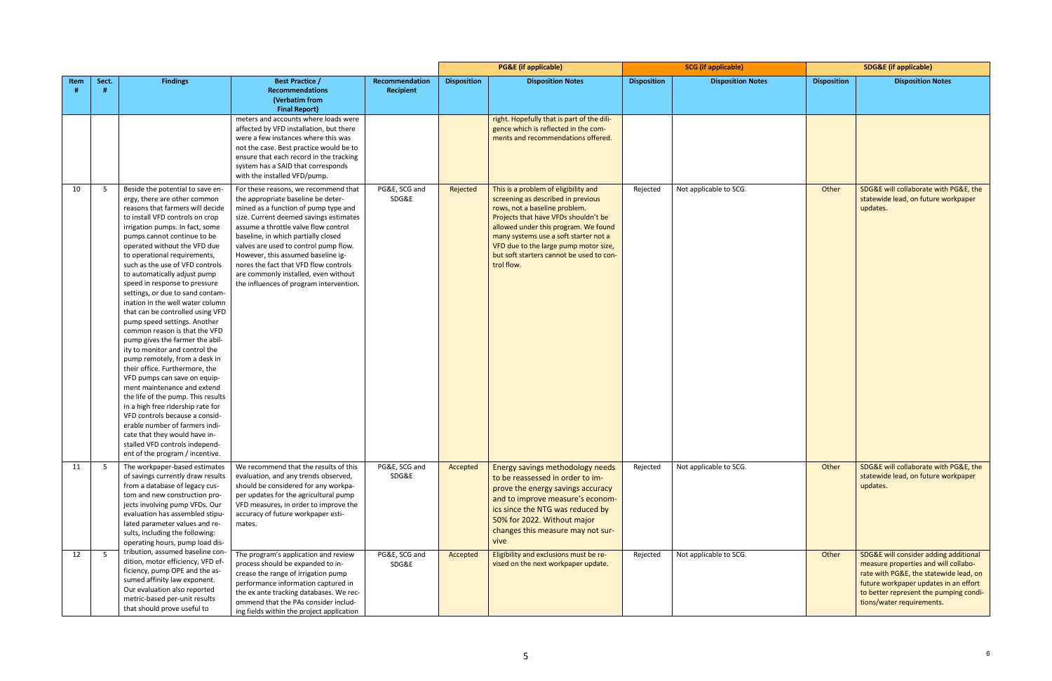| Item # | Sect. # | Findings | Best Practice / Recommendations (Verbatim from Final Report) | Recommendation Recipient | PG&E (if applicable) | | SCG (if applicable) | | SDG&E (if applicable) | |
|---|---|---|---|---|---|---|---|---|---|---|
| | | | | | Disposition | Disposition Notes | Disposition | Disposition Notes | Disposition | Disposition Notes |
| | | | meters and accounts where loads were affected by VFD installation, but there were a few instances where this was not the case. Best practice would be to ensure that each record in the tracking system has a SAID that corresponds with the installed VFD/pump. | | | right. Hopefully that is part of the diligence which is reflected in the comments and recommendations offered. | | | | |
| 10 | 5 | Beside the potential to save energy, there are other common reasons that farmers will decide to install VFD controls on crop irrigation pumps. In fact, some pumps cannot continue to be operated without the VFD due to operational requirements, such as the use of VFD controls to automatically adjust pump speed in response to pressure settings, or due to sand contamination in the well water column that can be controlled using VFD pump speed settings. Another common reason is that the VFD pump gives the farmer the ability to monitor and control the pump remotely, from a desk in their office. Furthermore, the VFD pumps can save on equipment maintenance and extend the life of the pump. This results in a high free ridership rate for VFD controls because a considerable number of farmers indicate that they would have installed VFD controls independent of the program / incentive. | For these reasons, we recommend that the appropriate baseline be determined as a function of pump type and size. Current deemed savings estimates assume a throttle valve flow control baseline, in which partially closed valves are used to control pump flow. However, this assumed baseline ignores the fact that VFD flow controls are commonly installed, even without the influences of program intervention. | PG&E, SCG and SDG&E | Rejected | This is a problem of eligibility and screening as described in previous rows, not a baseline problem. Projects that have VFDs shouldn't be allowed under this program. We found many systems use a soft starter not a VFD due to the large pump motor size, but soft starters cannot be used to control flow. | Rejected | Not applicable to SCG. | Other | SDG&E will collaborate with PG&E, the statewide lead, on future workpaper updates. |
| 11 | 5 | The workpaper-based estimates of savings currently draw results from a database of legacy custom and new construction projects involving pump VFDs. Our evaluation has assembled stipulated parameter values and results, including the following: operating hours, pump load distribution, assumed baseline condition, motor efficiency, VFD efficiency, pump OPE and the assumed affinity law exponent. Our evaluation also reported metric-based per-unit results that should prove useful to | We recommend that the results of this evaluation, and any trends observed, should be considered for any workpaper updates for the agricultural pump VFD measures, in order to improve the accuracy of future workpaper estimates. | PG&E, SCG and SDG&E | Accepted | Energy savings methodology needs to be reassessed in order to improve the energy savings accuracy and to improve measure's economics since the NTG was reduced by 50% for 2022. Without major changes this measure may not survive | Rejected | Not applicable to SCG. | Other | SDG&E will collaborate with PG&E, the statewide lead, on future workpaper updates. |
| 12 | 5 | | The program's application and review process should be expanded to increase the range of irrigation pump performance information captured in the ex ante tracking databases. We recommend that the PAs consider including fields within the project application | PG&E, SCG and SDG&E | Accepted | Eligibility and exclusions must be revised on the next workpaper update. | Rejected | Not applicable to SCG. | Other | SDG&E will consider adding additional measure properties and will collaborate with PG&E, the statewide lead, on future workpaper updates in an effort to better represent the pumping conditions/water requirements. |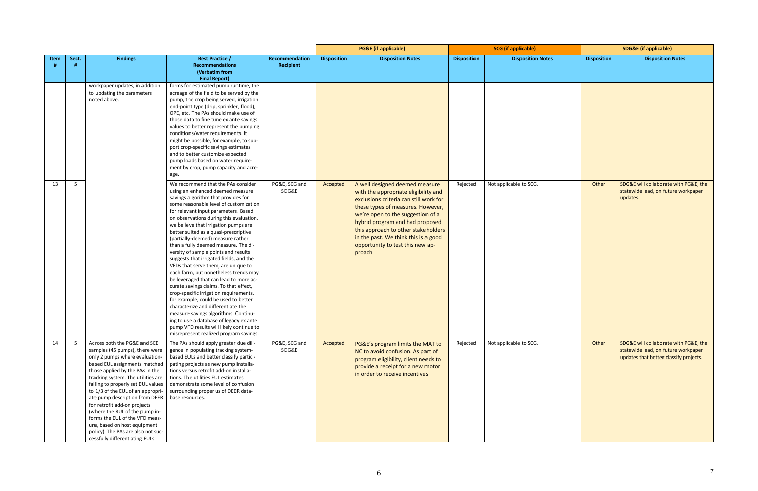| Item # | Sect. # | Findings | Best Practice / Recommendations (Verbatim from Final Report) | Recommendation Recipient | PG&E (if applicable) | | SCG (if applicable) | | SDG&E (if applicable) | |
|---|---|---|---|---|---|---|---|---|---|---|
| | | | | | Disposition | Disposition Notes | Disposition | Disposition Notes | Disposition | Disposition Notes |
| | | workpaper updates, in addition to updating the parameters noted above. | forms for estimated pump runtime, the acreage of the field to be served by the pump, the crop being served, irrigation end-point type (drip, sprinkler, flood), OPE, etc. The PAs should make use of those data to fine tune ex ante savings values to better represent the pumping conditions/water requirements. It might be possible, for example, to support crop-specific savings estimates and to better customize expected pump loads based on water requirement by crop, pump capacity and acreage. | | | | | | | |
| 13 | 5 | | We recommend that the PAs consider using an enhanced deemed measure savings algorithm that provides for some reasonable level of customization for relevant input parameters. Based on observations during this evaluation, we believe that irrigation pumps are better suited as a quasi-prescriptive (partially-deemed) measure rather than a fully deemed measure. The diversity of sample points and results suggests that irrigated fields, and the VFDs that serve them, are unique to each farm, but nonetheless trends may be leveraged that can lead to more accurate savings claims. To that effect, crop-specific irrigation requirements, for example, could be used to better characterize and differentiate the measure savings algorithms. Continuing to use a database of legacy ex ante pump VFD results will likely continue to misrepresent realized program savings. | PG&E, SCG and SDG&E | Accepted | A well designed deemed measure with the appropriate eligibility and exclusions criteria can still work for these types of measures. However, we're open to the suggestion of a hybrid program and had proposed this approach to other stakeholders in the past. We think this is a good opportunity to test this new approach | Rejected | Not applicable to SCG. | Other | SDG&E will collaborate with PG&E, the statewide lead, on future workpaper updates. |
| 14 | 5 | Across both the PG&E and SCE samples (45 pumps), there were only 2 pumps where evaluation-based EUL assignments matched those applied by the PAs in the tracking system. The utilities are failing to properly set EUL values to 1/3 of the EUL of an appropriate pump description from DEER for retrofit add-on projects (where the RUL of the pump informs the EUL of the VFD measure, based on host equipment policy). The PAs are also not successfully differentiating EULs | The PAs should apply greater due diligence in populating tracking system-based EULs and better classify participating projects as new pump installations versus retrofit add-on installations. The utilities EUL estimates demonstrate some level of confusion surrounding proper us of DEER database resources. | PG&E, SCG and SDG&E | Accepted | PG&E's program limits the MAT to NC to avoid confusion. As part of program eligibility, client needs to provide a receipt for a new motor in order to receive incentives | Rejected | Not applicable to SCG. | Other | SDG&E will collaborate with PG&E, the statewide lead, on future workpaper updates that better classify projects. |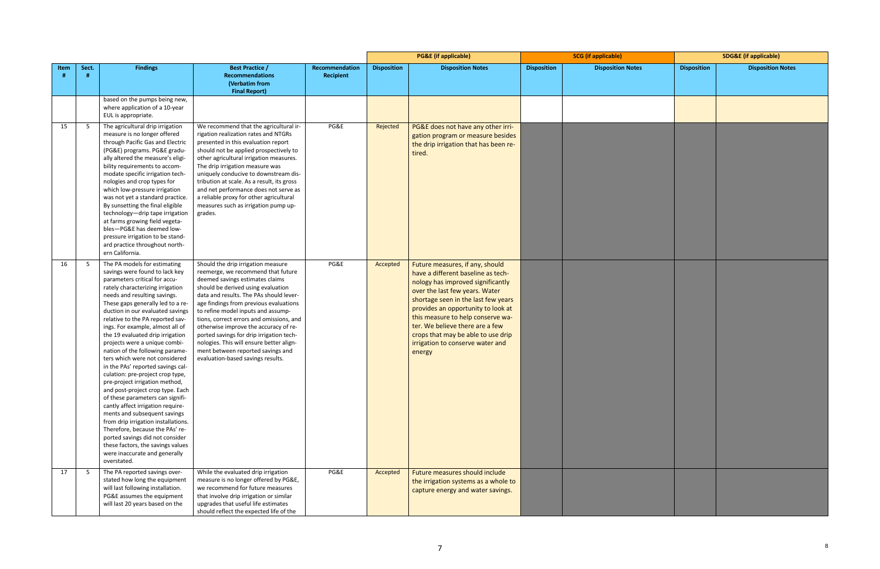| Item # | Sect. # | Findings | Best Practice / Recommendations (Verbatim from Final Report) | Recommendation Recipient | PG&E (if applicable) | | SCG (if applicable) | | SDG&E (if applicable) | |
|---|---|---|---|---|---|---|---|---|---|---|
| | | | | | Disposition | Disposition Notes | Disposition | Disposition Notes | Disposition | Disposition Notes |
| | | based on the pumps being new, where application of a 10-year EUL is appropriate. | | | | | | | | |
| 15 | 5 | The agricultural drip irrigation measure is no longer offered through Pacific Gas and Electric (PG&E) programs. PG&E gradually altered the measure's eligibility requirements to accommodate specific irrigation technologies and crop types for which low-pressure irrigation was not yet a standard practice. By sunsetting the final eligible technology—drip tape irrigation at farms growing field vegetables—PG&E has deemed low-pressure irrigation to be standard practice throughout northern California. | We recommend that the agricultural irrigation realization rates and NTGRs presented in this evaluation report should not be applied prospectively to other agricultural irrigation measures. The drip irrigation measure was uniquely conducive to downstream distribution at scale. As a result, its gross and net performance does not serve as a reliable proxy for other agricultural measures such as irrigation pump upgrades. | PG&E | Rejected | PG&E does not have any other irrigation program or measure besides the drip irrigation that has been retired. | | | | |
| 16 | 5 | The PA models for estimating savings were found to lack key parameters critical for accurately characterizing irrigation needs and resulting savings. These gaps generally led to a reduction in our evaluated savings relative to the PA reported savings. For example, almost all of the 19 evaluated drip irrigation projects were a unique combination of the following parameters which were not considered in the PAs' reported savings calculation: pre-project crop type, pre-project irrigation method, and post-project crop type. Each of these parameters can significantly affect irrigation requirements and subsequent savings from drip irrigation installations. Therefore, because the PAs' reported savings did not consider these factors, the savings values were inaccurate and generally overstated. | Should the drip irrigation measure reemerge, we recommend that future deemed savings estimates claims should be derived using evaluation data and results. The PAs should leverage findings from previous evaluations to refine model inputs and assumptions, correct errors and omissions, and otherwise improve the accuracy of reported savings for drip irrigation technologies. This will ensure better alignment between reported savings and evaluation-based savings results. | PG&E | Accepted | Future measures, if any, should have a different baseline as technology has improved significantly over the last few years. Water shortage seen in the last few years provides an opportunity to look at this measure to help conserve water. We believe there are a few crops that may be able to use drip irrigation to conserve water and energy | | | | |
| 17 | 5 | The PA reported savings overstated how long the equipment will last following installation. PG&E assumes the equipment will last 20 years based on the | While the evaluated drip irrigation measure is no longer offered by PG&E, we recommend for future measures that involve drip irrigation or similar upgrades that useful life estimates should reflect the expected life of the | PG&E | Accepted | Future measures should include the irrigation systems as a whole to capture energy and water savings. | | | | |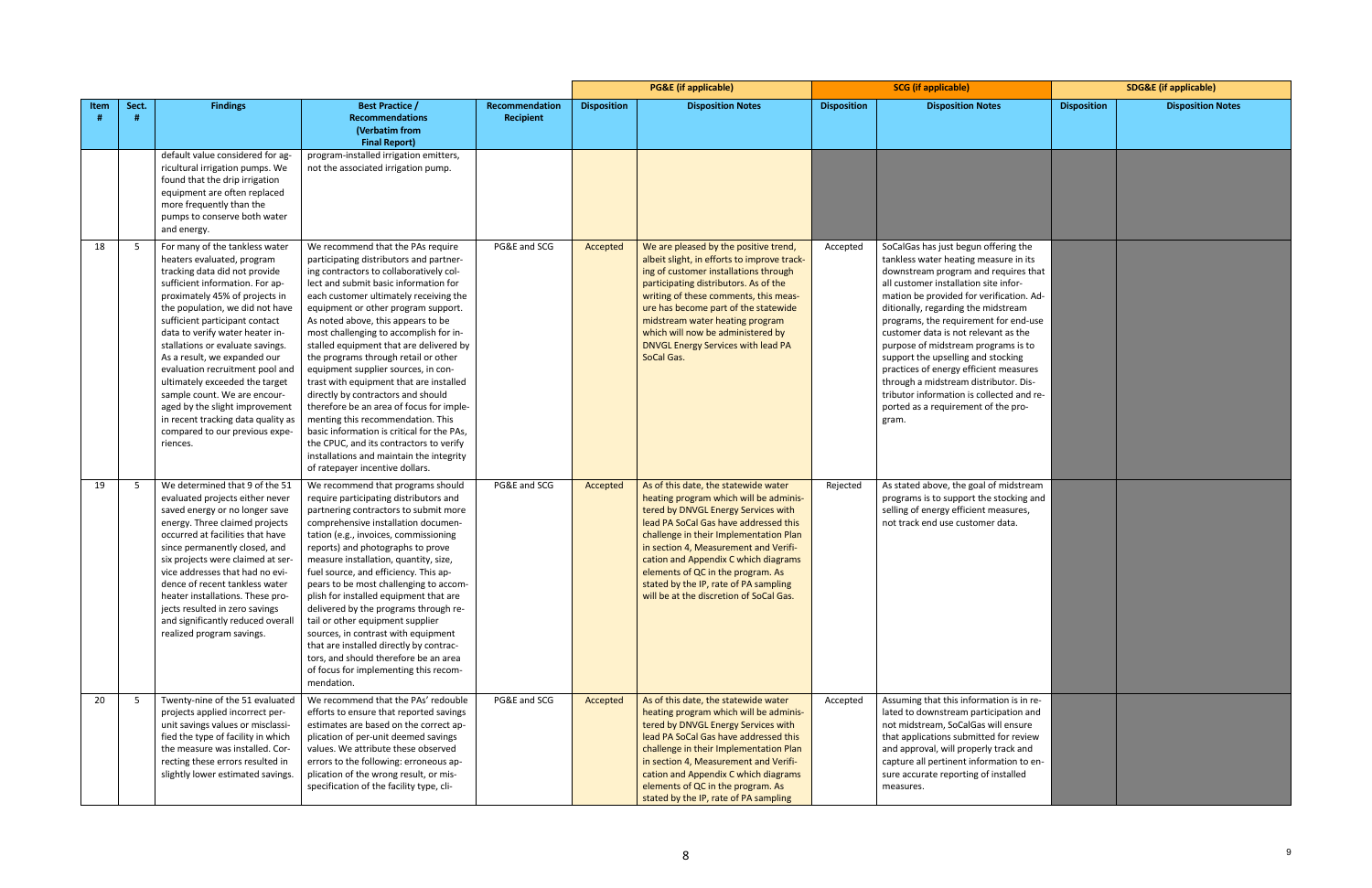| Item # | Sect. # | Findings | Best Practice / Recommendations (Verbatim from Final Report) | Recommendation Recipient | PG&E (if applicable) | | SCG (if applicable) | | SDG&E (if applicable) | |
|---|---|---|---|---|---|---|---|---|---|---|
| | | | | | Disposition | Disposition Notes | Disposition | Disposition Notes | Disposition | Disposition Notes |
| | | default value considered for agricultural irrigation pumps. We found that the drip irrigation equipment are often replaced more frequently than the pumps to conserve both water and energy. | program-installed irrigation emitters, not the associated irrigation pump. | | | | | | | |
| 18 | 5 | For many of the tankless water heaters evaluated, program tracking data did not provide sufficient information. For approximately 45% of projects in the population, we did not have sufficient participant contact data to verify water heater installations or evaluate savings. As a result, we expanded our evaluation recruitment pool and ultimately exceeded the target sample count. We are encouraged by the slight improvement in recent tracking data quality as compared to our previous experiences. | We recommend that the PAs require participating distributors and partnering contractors to collaboratively collect and submit basic information for each customer ultimately receiving the equipment or other program support. As noted above, this appears to be most challenging to accomplish for installed equipment that are delivered by the programs through retail or other equipment supplier sources, in contrast with equipment that are installed directly by contractors and should therefore be an area of focus for implementing this recommendation. This basic information is critical for the PAs, the CPUC, and its contractors to verify installations and maintain the integrity of ratepayer incentive dollars. | PG&E and SCG | Accepted | We are pleased by the positive trend, albeit slight, in efforts to improve tracking of customer installations through participating distributors. As of the writing of these comments, this measure has become part of the statewide midstream water heating program which will now be administered by DNVGL Energy Services with lead PA SoCal Gas. | Accepted | SoCalGas has just begun offering the tankless water heating measure in its downstream program and requires that all customer installation site information be provided for verification. Additionally, regarding the midstream programs, the requirement for end-use customer data is not relevant as the purpose of midstream programs is to support the upselling and stocking practices of energy efficient measures through a midstream distributor. Distributor information is collected and reported as a requirement of the program. | | |
| 19 | 5 | We determined that 9 of the 51 evaluated projects either never saved energy or no longer save energy. Three claimed projects occurred at facilities that have since permanently closed, and six projects were claimed at service addresses that had no evidence of recent tankless water heater installations. These projects resulted in zero savings and significantly reduced overall realized program savings. | We recommend that programs should require participating distributors and partnering contractors to submit more comprehensive installation documentation (e.g., invoices, commissioning reports) and photographs to prove measure installation, quantity, size, fuel source, and efficiency. This appears to be most challenging to accomplish for installed equipment that are delivered by the programs through retail or other equipment supplier sources, in contrast with equipment that are installed directly by contractors, and should therefore be an area of focus for implementing this recommendation. | PG&E and SCG | Accepted | As of this date, the statewide water heating program which will be administered by DNVGL Energy Services with lead PA SoCal Gas have addressed this challenge in their Implementation Plan in section 4, Measurement and Verification and Appendix C which diagrams elements of QC in the program. As stated by the IP, rate of PA sampling will be at the discretion of SoCal Gas. | Rejected | As stated above, the goal of midstream programs is to support the stocking and selling of energy efficient measures, not track end use customer data. | | |
| 20 | 5 | Twenty-nine of the 51 evaluated projects applied incorrect per-unit savings values or misclassified the type of facility in which the measure was installed. Correcting these errors resulted in slightly lower estimated savings. | We recommend that the PAs' redouble efforts to ensure that reported savings estimates are based on the correct application of per-unit deemed savings values. We attribute these observed errors to the following: erroneous application of the wrong result, or mis-specification of the facility type, cli- | PG&E and SCG | Accepted | As of this date, the statewide water heating program which will be administered by DNVGL Energy Services with lead PA SoCal Gas have addressed this challenge in their Implementation Plan in section 4, Measurement and Verification and Appendix C which diagrams elements of QC in the program. As stated by the IP, rate of PA sampling | Accepted | Assuming that this information is in related to downstream participation and not midstream, SoCalGas will ensure that applications submitted for review and approval, will properly track and capture all pertinent information to ensure accurate reporting of installed measures. | | |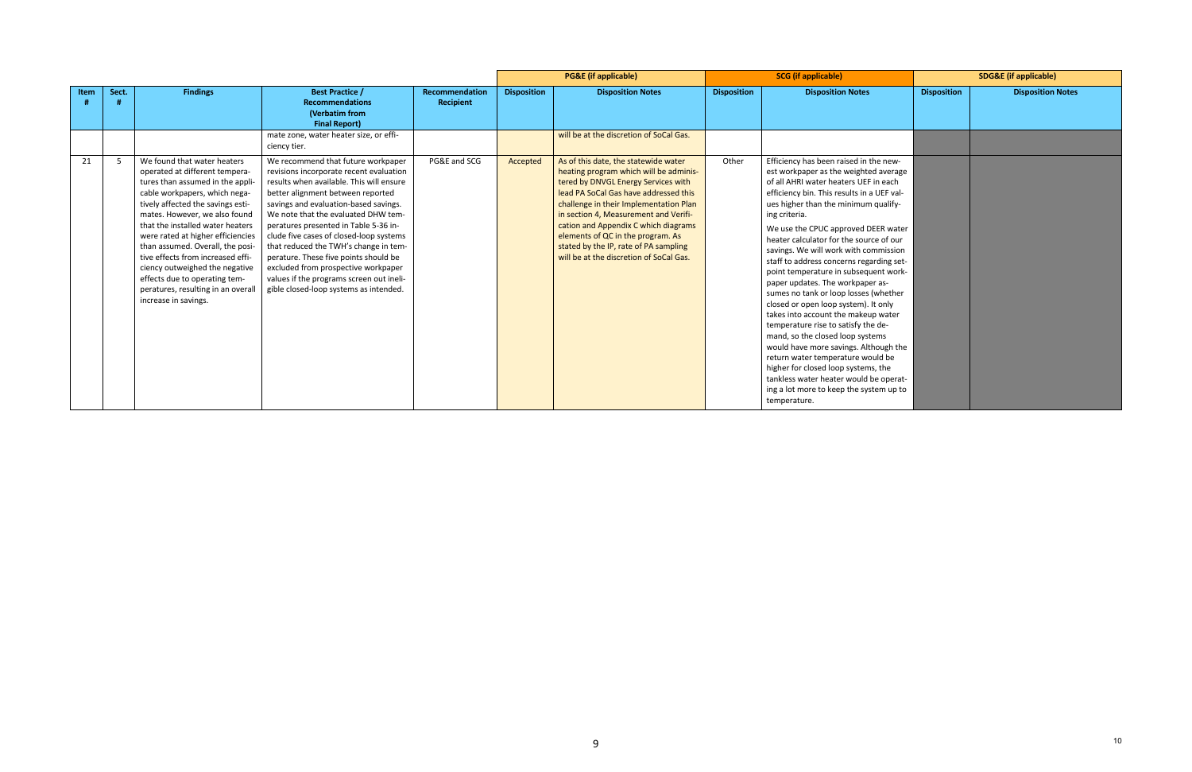| | | | | | PG&E (if applicable) | | SCG (if applicable) | | SDG&E (if applicable) | |
|---|---|---|---|---|---|---|---|---|---|---|
| **Item #** | **Sect. #** | **Findings** | **Best Practice / Recommendations (Verbatim from Final Report)** | **Recommendation Recipient** | **Disposition** | **Disposition Notes** | **Disposition** | **Disposition Notes** | **Disposition** | **Disposition Notes** |
| | | | mate zone, water heater size, or efficiency tier. | | | will be at the discretion of SoCal Gas. | | | | |
| 21 | 5 | We found that water heaters operated at different temperatures than assumed in the applicable workpapers, which negatively affected the savings estimates. However, we also found that the installed water heaters were rated at higher efficiencies than assumed. Overall, the positive effects from increased efficiency outweighed the negative effects due to operating temperatures, resulting in an overall increase in savings. | We recommend that future workpaper revisions incorporate recent evaluation results when available. This will ensure better alignment between reported savings and evaluation-based savings. We note that the evaluated DHW temperatures presented in Table 5-36 include five cases of closed-loop systems that reduced the TWH's change in temperature. These five points should be excluded from prospective workpaper values if the programs screen out ineligible closed-loop systems as intended. | PG&E and SCG | Accepted | As of this date, the statewide water heating program which will be administered by DNVGL Energy Services with lead PA SoCal Gas have addressed this challenge in their Implementation Plan in section 4, Measurement and Verification and Appendix C which diagrams elements of QC in the program. As stated by the IP, rate of PA sampling will be at the discretion of SoCal Gas. | Other | Efficiency has been raised in the newest workpaper as the weighted average of all AHRI water heaters UEF in each efficiency bin. This results in a UEF values higher than the minimum qualifying criteria. We use the CPUC approved DEER water heater calculator for the source of our savings. We will work with commission staff to address concerns regarding setpoint temperature in subsequent workpaper updates. The workpaper assumes no tank or loop losses (whether closed or open loop system). It only takes into account the makeup water temperature rise to satisfy the demand, so the closed loop systems would have more savings. Although the return water temperature would be higher for closed loop systems, the tankless water heater would be operating a lot more to keep the system up to temperature. | | |

9